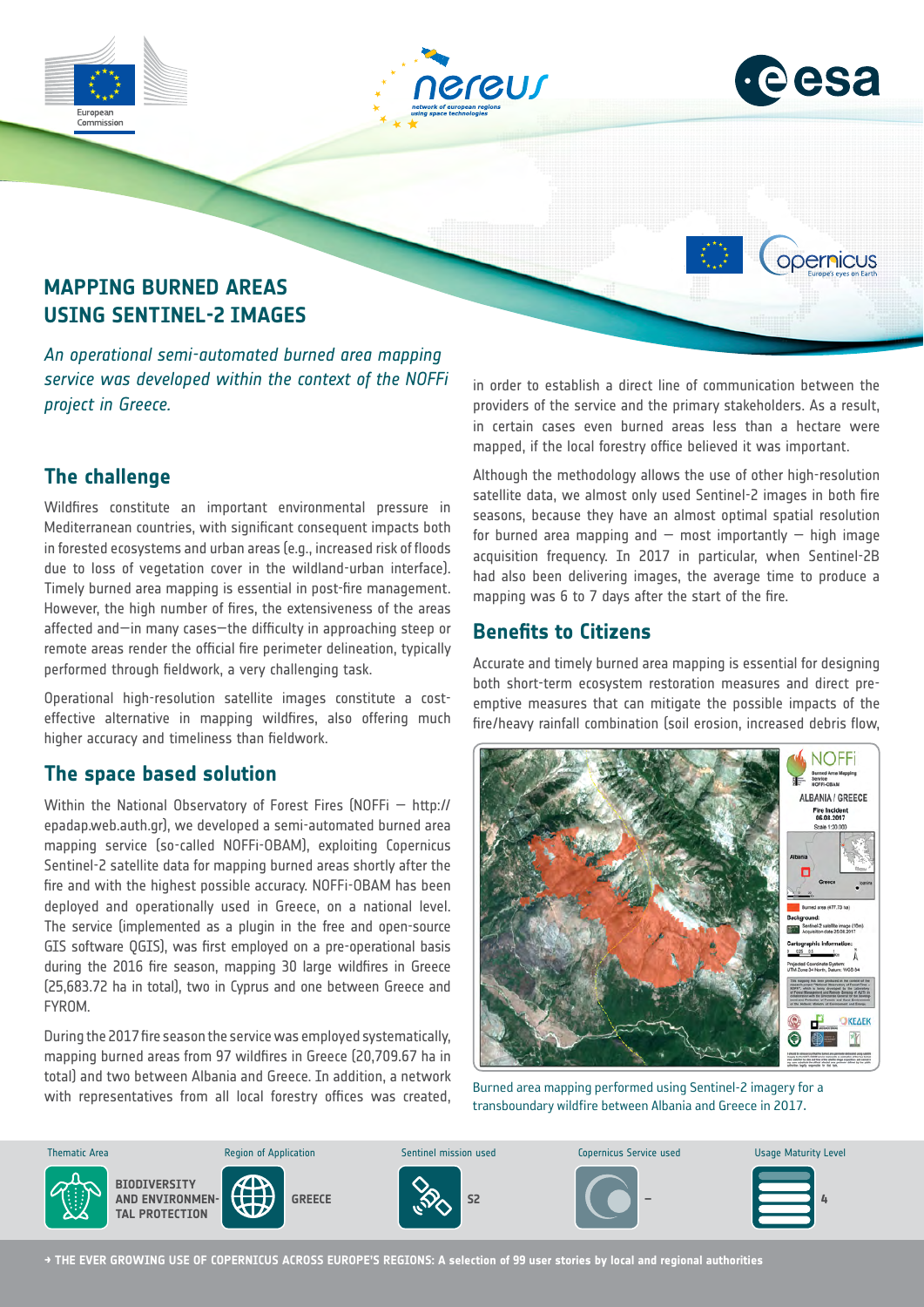# MAPPING BURNED AREAS USING SENTINEL-2 IMAGES

*An operational semi-automated burned area mapping service was developed within the context of the NOFFi project in Greece.*

## The challenge

Wildfires constitute an important environmental pressure in Mediterranean countries, with significant consequent impacts both in forested ecosystems and urban areas (e.g., increased risk of floods due to loss of vegetation cover in the wildland-urban interface). Timely burned area mapping is essential in post-fire management. However, the high number of fires, the extensiveness of the areas affected and—in many cases—the difficulty in approaching steep or remote areas render the official fire perimeter delineation, typically performed through fieldwork, a very challenging task.

Operational high-resolution satellite images constitute a cost-effective alternative in mapping wildfires, also offering much higher accuracy and timeliness than fieldwork.

## The space based solution

Within the National Observatory of Forest Fires (NOFFi — http://epadap.web.auth.gr), we developed a semi-automated burned area mapping service (so-called NOFFi-OBAM), exploiting Copernicus Sentinel-2 satellite data for mapping burned areas shortly after the fire and with the highest possible accuracy. NOFFi-OBAM has been deployed and operationally used in Greece, on a national level. The service (implemented as a plugin in the free and open-source GIS software QGIS), was first employed on a pre-operational basis during the 2016 fire season, mapping 30 large wildfires in Greece (25,683.72 ha in total), two in Cyprus and one between Greece and FYROM.

During the 2017 fire season the service was employed systematically, mapping burned areas from 97 wildfires in Greece (20,709.67 ha in total) and two between Albania and Greece. In addition, a network with representatives from all local forestry offices was created, in order to establish a direct line of communication between the providers of the service and the primary stakeholders. As a result, in certain cases even burned areas less than a hectare were mapped, if the local forestry office believed it was important.

Although the methodology allows the use of other high-resolution satellite data, we almost only used Sentinel-2 images in both fire seasons, because they have an almost optimal spatial resolution for burned area mapping and — most importantly — high image acquisition frequency. In 2017 in particular, when Sentinel-2B had also been delivering images, the average time to produce a mapping was 6 to 7 days after the start of the fire.

## Benefits to Citizens

Accurate and timely burned area mapping is essential for designing both short-term ecosystem restoration measures and direct pre-emptive measures that can mitigate the possible impacts of the fire/heavy rainfall combination (soil erosion, increased debris flow,

Burned area mapping performed using Sentinel-2 imagery for a transboundary wildfire between Albania and Greece in 2017.

| Thematic Area | Region of Application | Sentinel mission used | Copernicus Service used | Usage Maturity Level |
|---|---|---|---|---|
| BIODIVERSITY AND ENVIRONMENTAL PROTECTION | GREECE | S2 | – | 4 |

→ THE EVER GROWING USE OF COPERNICUS ACROSS EUROPE'S REGIONS: A selection of 99 user stories by local and regional authorities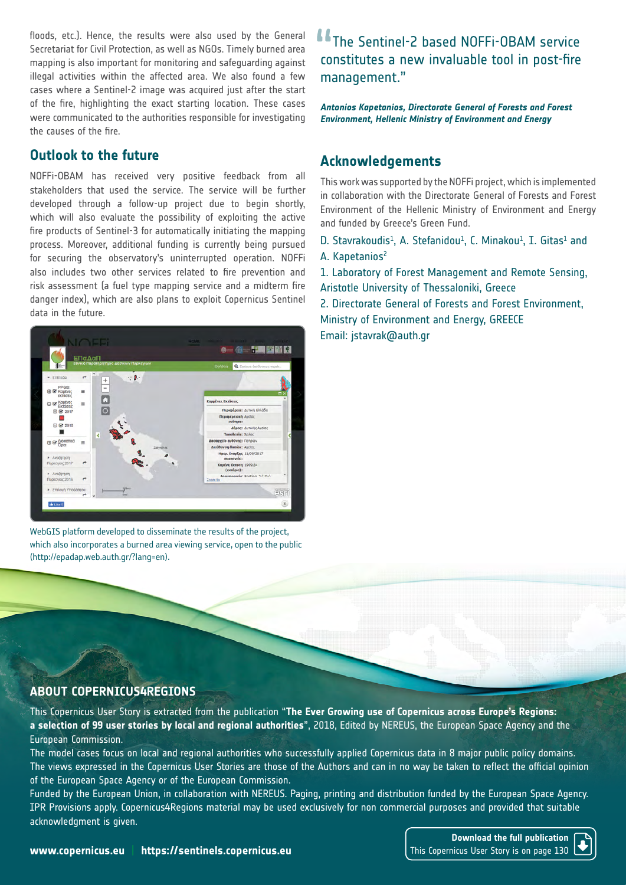floods, etc.). Hence, the results were also used by the General Secretariat for Civil Protection, as well as NGOs. Timely burned area mapping is also important for monitoring and safeguarding against illegal activities within the affected area. We also found a few cases where a Sentinel-2 image was acquired just after the start of the fire, highlighting the exact starting location. These cases were communicated to the authorities responsible for investigating the causes of the fire.

## Outlook to the future

NOFFi-OBAM has received very positive feedback from all stakeholders that used the service. The service will be further developed through a follow-up project due to begin shortly, which will also evaluate the possibility of exploiting the active fire products of Sentinel-3 for automatically initiating the mapping process. Moreover, additional funding is currently being pursued for securing the observatory's uninterrupted operation. NOFFi also includes two other services related to fire prevention and risk assessment (a fuel type mapping service and a midterm fire danger index), which are also plans to exploit Copernicus Sentinel data in the future.

WebGIS platform developed to disseminate the results of the project, which also incorporates a burned area viewing service, open to the public (http://epadap.web.auth.gr/?lang=en).

> "The Sentinel-2 based NOFFi-OBAM service constitutes a new invaluable tool in post-fire management."

***Antonios Kapetanios, Directorate General of Forests and Forest Environment, Hellenic Ministry of Environment and Energy***

## Acknowledgements

This work was supported by the NOFFi project, which is implemented in collaboration with the Directorate General of Forests and Forest Environment of the Hellenic Ministry of Environment and Energy and funded by Greece's Green Fund.

D. Stavrakoudis[1], A. Stefanidou[1], C. Minakou[1], I. Gitas[1] and A. Kapetanios[2]

1. Laboratory of Forest Management and Remote Sensing, Aristotle University of Thessaloniki, Greece

2. Directorate General of Forests and Forest Environment, Ministry of Environment and Energy, GREECE

Email: jstavrak@auth.gr

## ABOUT COPERNICUS4REGIONS

This Copernicus User Story is extracted from the publication "**The Ever Growing use of Copernicus across Europe's Regions: a selection of 99 user stories by local and regional authorities**", 2018, Edited by NEREUS, the European Space Agency and the European Commission.

The model cases focus on local and regional authorities who successfully applied Copernicus data in 8 major public policy domains. The views expressed in the Copernicus User Stories are those of the Authors and can in no way be taken to reflect the official opinion of the European Space Agency or of the European Commission.

Funded by the European Union, in collaboration with NEREUS. Paging, printing and distribution funded by the European Space Agency. IPR Provisions apply. Copernicus4Regions material may be used exclusively for non commercial purposes and provided that suitable acknowledgment is given.

**www.copernicus.eu** | **https://sentinels.copernicus.eu**

**Download the full publication**
This Copernicus User Story is on page 130